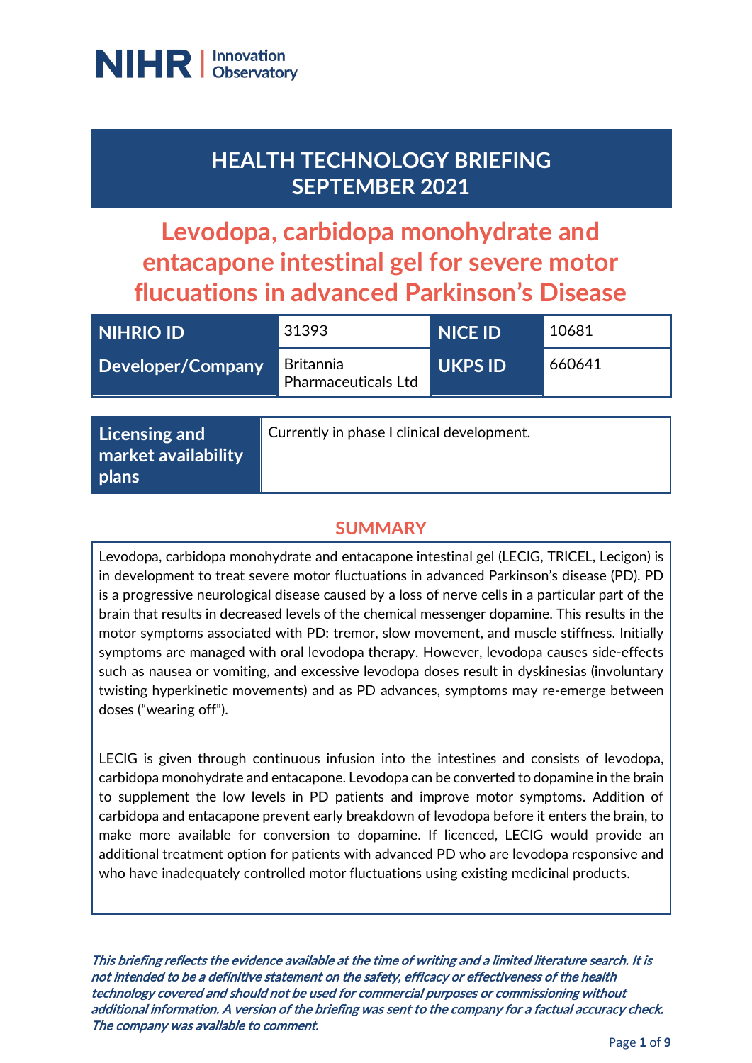NIHR | Innovation Observatory

# HEALTH TECHNOLOGY BRIEFING SEPTEMBER 2021

# Levodopa, carbidopa monohydrate and entacapone intestinal gel for severe motor flucuations in advanced Parkinson's Disease

| NIHRIO ID | 31393 | NICE ID | 10681 |
|---|---|---|---|
| Developer/Company | Britannia Pharmaceuticals Ltd | UKPS ID | 660641 |

| Licensing and market availability plans | Currently in phase I clinical development. |
|---|---|

## SUMMARY

Levodopa, carbidopa monohydrate and entacapone intestinal gel (LECIG, TRICEL, Lecigon) is in development to treat severe motor fluctuations in advanced Parkinson's disease (PD). PD is a progressive neurological disease caused by a loss of nerve cells in a particular part of the brain that results in decreased levels of the chemical messenger dopamine. This results in the motor symptoms associated with PD: tremor, slow movement, and muscle stiffness. Initially symptoms are managed with oral levodopa therapy. However, levodopa causes side-effects such as nausea or vomiting, and excessive levodopa doses result in dyskinesias (involuntary twisting hyperkinetic movements) and as PD advances, symptoms may re-emerge between doses ("wearing off").

LECIG is given through continuous infusion into the intestines and consists of levodopa, carbidopa monohydrate and entacapone. Levodopa can be converted to dopamine in the brain to supplement the low levels in PD patients and improve motor symptoms. Addition of carbidopa and entacapone prevent early breakdown of levodopa before it enters the brain, to make more available for conversion to dopamine. If licenced, LECIG would provide an additional treatment option for patients with advanced PD who are levodopa responsive and who have inadequately controlled motor fluctuations using existing medicinal products.

***This briefing reflects the evidence available at the time of writing and a limited literature search. It is not intended to be a definitive statement on the safety, efficacy or effectiveness of the health technology covered and should not be used for commercial purposes or commissioning without additional information. A version of the briefing was sent to the company for a factual accuracy check. The company was available to comment.***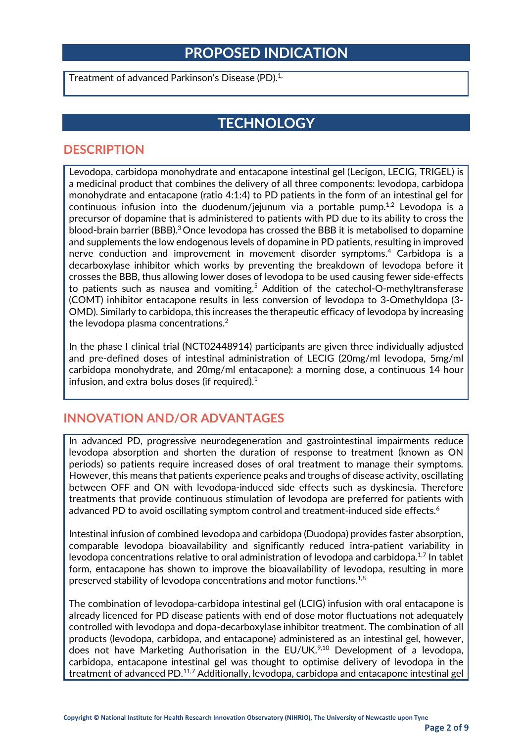## PROPOSED INDICATION

Treatment of advanced Parkinson's Disease (PD).[1,]

## TECHNOLOGY

### DESCRIPTION

Levodopa, carbidopa monohydrate and entacapone intestinal gel (Lecigon, LECIG, TRIGEL) is a medicinal product that combines the delivery of all three components: levodopa, carbidopa monohydrate and entacapone (ratio 4:1:4) to PD patients in the form of an intestinal gel for continuous infusion into the duodenum/jejunum via a portable pump.[1,2] Levodopa is a precursor of dopamine that is administered to patients with PD due to its ability to cross the blood-brain barrier (BBB).[3] Once levodopa has crossed the BBB it is metabolised to dopamine and supplements the low endogenous levels of dopamine in PD patients, resulting in improved nerve conduction and improvement in movement disorder symptoms.[4] Carbidopa is a decarboxylase inhibitor which works by preventing the breakdown of levodopa before it crosses the BBB, thus allowing lower doses of levodopa to be used causing fewer side-effects to patients such as nausea and vomiting.[5] Addition of the catechol-O-methyltransferase (COMT) inhibitor entacapone results in less conversion of levodopa to 3-Omethyldopa (3-OMD). Similarly to carbidopa, this increases the therapeutic efficacy of levodopa by increasing the levodopa plasma concentrations.[2]

In the phase I clinical trial (NCT02448914) participants are given three individually adjusted and pre-defined doses of intestinal administration of LECIG (20mg/ml levodopa, 5mg/ml carbidopa monohydrate, and 20mg/ml entacapone): a morning dose, a continuous 14 hour infusion, and extra bolus doses (if required).[1]

### INNOVATION AND/OR ADVANTAGES

In advanced PD, progressive neurodegeneration and gastrointestinal impairments reduce levodopa absorption and shorten the duration of response to treatment (known as ON periods) so patients require increased doses of oral treatment to manage their symptoms. However, this means that patients experience peaks and troughs of disease activity, oscillating between OFF and ON with levodopa-induced side effects such as dyskinesia. Therefore treatments that provide continuous stimulation of levodopa are preferred for patients with advanced PD to avoid oscillating symptom control and treatment-induced side effects.[6]

Intestinal infusion of combined levodopa and carbidopa (Duodopa) provides faster absorption, comparable levodopa bioavailability and significantly reduced intra-patient variability in levodopa concentrations relative to oral administration of levodopa and carbidopa.[1,7] In tablet form, entacapone has shown to improve the bioavailability of levodopa, resulting in more preserved stability of levodopa concentrations and motor functions.[1,8]

The combination of levodopa-carbidopa intestinal gel (LCIG) infusion with oral entacapone is already licenced for PD disease patients with end of dose motor fluctuations not adequately controlled with levodopa and dopa-decarboxylase inhibitor treatment. The combination of all products (levodopa, carbidopa, and entacapone) administered as an intestinal gel, however, does not have Marketing Authorisation in the EU/UK.[9,10] Development of a levodopa, carbidopa, entacapone intestinal gel was thought to optimise delivery of levodopa in the treatment of advanced PD.[11,7] Additionally, levodopa, carbidopa and entacapone intestinal gel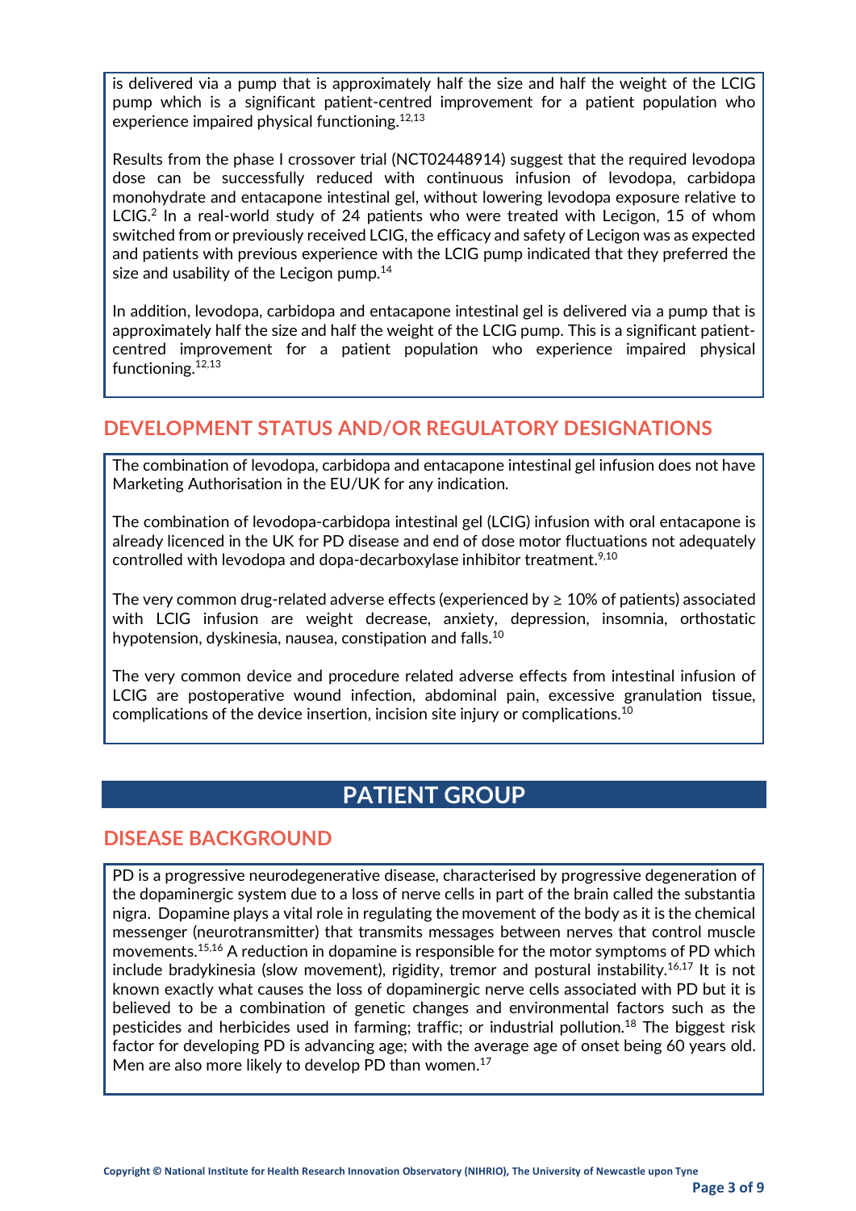is delivered via a pump that is approximately half the size and half the weight of the LCIG pump which is a significant patient-centred improvement for a patient population who experience impaired physical functioning.[12,13]

Results from the phase I crossover trial (NCT02448914) suggest that the required levodopa dose can be successfully reduced with continuous infusion of levodopa, carbidopa monohydrate and entacapone intestinal gel, without lowering levodopa exposure relative to LCIG.[2] In a real-world study of 24 patients who were treated with Lecigon, 15 of whom switched from or previously received LCIG, the efficacy and safety of Lecigon was as expected and patients with previous experience with the LCIG pump indicated that they preferred the size and usability of the Lecigon pump.[14]

In addition, levodopa, carbidopa and entacapone intestinal gel is delivered via a pump that is approximately half the size and half the weight of the LCIG pump. This is a significant patient-centred improvement for a patient population who experience impaired physical functioning.[12,13]

## DEVELOPMENT STATUS AND/OR REGULATORY DESIGNATIONS

The combination of levodopa, carbidopa and entacapone intestinal gel infusion does not have Marketing Authorisation in the EU/UK for any indication.

The combination of levodopa-carbidopa intestinal gel (LCIG) infusion with oral entacapone is already licenced in the UK for PD disease and end of dose motor fluctuations not adequately controlled with levodopa and dopa-decarboxylase inhibitor treatment.[9,10]

The very common drug-related adverse effects (experienced by ≥ 10% of patients) associated with LCIG infusion are weight decrease, anxiety, depression, insomnia, orthostatic hypotension, dyskinesia, nausea, constipation and falls.[10]

The very common device and procedure related adverse effects from intestinal infusion of LCIG are postoperative wound infection, abdominal pain, excessive granulation tissue, complications of the device insertion, incision site injury or complications.[10]

# PATIENT GROUP

## DISEASE BACKGROUND

PD is a progressive neurodegenerative disease, characterised by progressive degeneration of the dopaminergic system due to a loss of nerve cells in part of the brain called the substantia nigra. Dopamine plays a vital role in regulating the movement of the body as it is the chemical messenger (neurotransmitter) that transmits messages between nerves that control muscle movements.[15,16] A reduction in dopamine is responsible for the motor symptoms of PD which include bradykinesia (slow movement), rigidity, tremor and postural instability.[16,17] It is not known exactly what causes the loss of dopaminergic nerve cells associated with PD but it is believed to be a combination of genetic changes and environmental factors such as the pesticides and herbicides used in farming; traffic; or industrial pollution.[18] The biggest risk factor for developing PD is advancing age; with the average age of onset being 60 years old. Men are also more likely to develop PD than women.[17]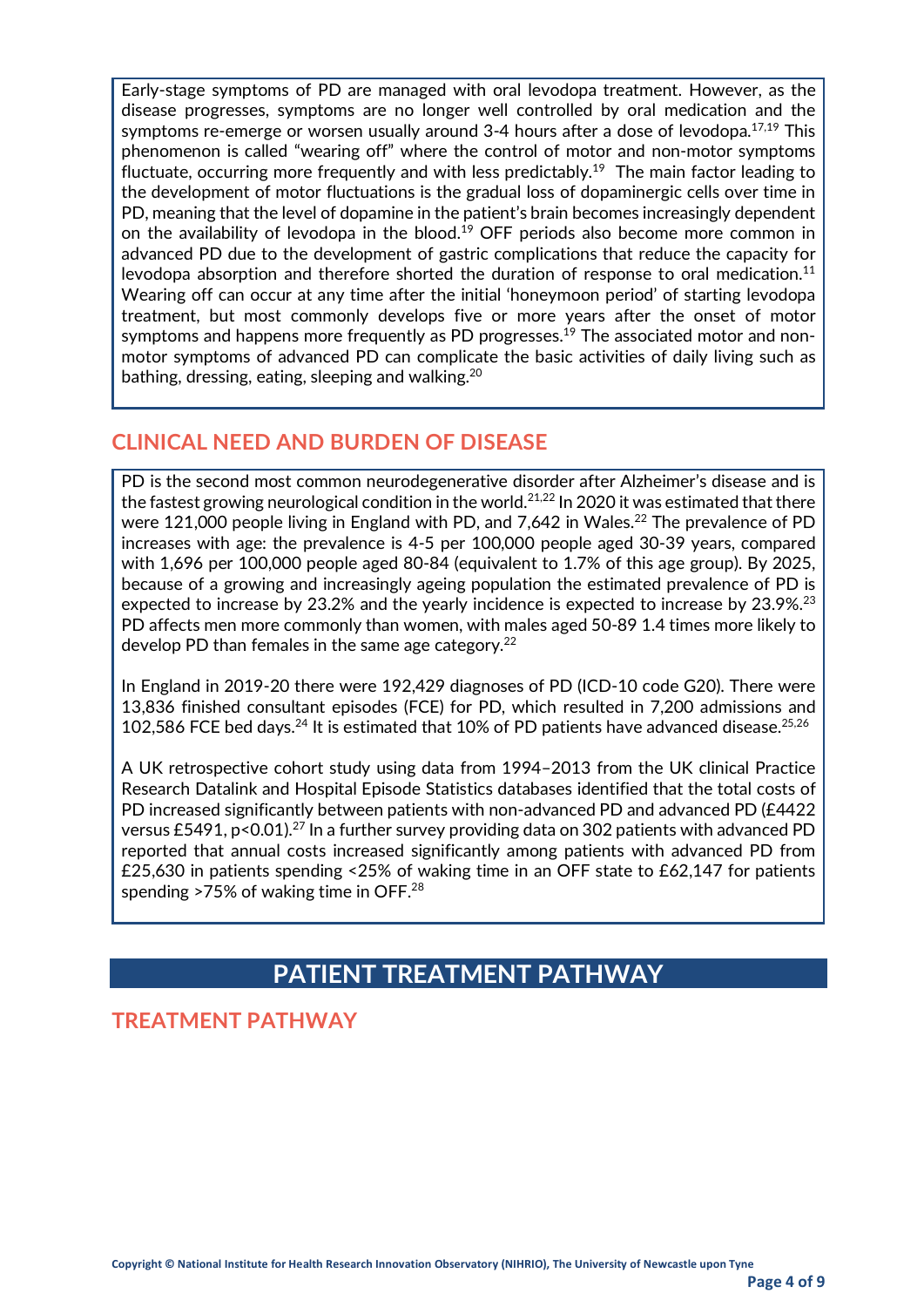Early-stage symptoms of PD are managed with oral levodopa treatment. However, as the disease progresses, symptoms are no longer well controlled by oral medication and the symptoms re-emerge or worsen usually around 3-4 hours after a dose of levodopa.[17,19] This phenomenon is called "wearing off" where the control of motor and non-motor symptoms fluctuate, occurring more frequently and with less predictably.[19] The main factor leading to the development of motor fluctuations is the gradual loss of dopaminergic cells over time in PD, meaning that the level of dopamine in the patient's brain becomes increasingly dependent on the availability of levodopa in the blood.[19] OFF periods also become more common in advanced PD due to the development of gastric complications that reduce the capacity for levodopa absorption and therefore shorted the duration of response to oral medication.[11] Wearing off can occur at any time after the initial 'honeymoon period' of starting levodopa treatment, but most commonly develops five or more years after the onset of motor symptoms and happens more frequently as PD progresses.[19] The associated motor and non-motor symptoms of advanced PD can complicate the basic activities of daily living such as bathing, dressing, eating, sleeping and walking.[20]

## CLINICAL NEED AND BURDEN OF DISEASE

PD is the second most common neurodegenerative disorder after Alzheimer's disease and is the fastest growing neurological condition in the world.[21,22] In 2020 it was estimated that there were 121,000 people living in England with PD, and 7,642 in Wales.[22] The prevalence of PD increases with age: the prevalence is 4-5 per 100,000 people aged 30-39 years, compared with 1,696 per 100,000 people aged 80-84 (equivalent to 1.7% of this age group). By 2025, because of a growing and increasingly ageing population the estimated prevalence of PD is expected to increase by 23.2% and the yearly incidence is expected to increase by 23.9%.[23] PD affects men more commonly than women, with males aged 50-89 1.4 times more likely to develop PD than females in the same age category.[22]

In England in 2019-20 there were 192,429 diagnoses of PD (ICD-10 code G20). There were 13,836 finished consultant episodes (FCE) for PD, which resulted in 7,200 admissions and 102,586 FCE bed days.[24] It is estimated that 10% of PD patients have advanced disease.[25,26]

A UK retrospective cohort study using data from 1994–2013 from the UK clinical Practice Research Datalink and Hospital Episode Statistics databases identified that the total costs of PD increased significantly between patients with non-advanced PD and advanced PD (£4422 versus £5491, $p<0.01$).[27] In a further survey providing data on 302 patients with advanced PD reported that annual costs increased significantly among patients with advanced PD from £25,630 in patients spending <25% of waking time in an OFF state to £62,147 for patients spending >75% of waking time in OFF.[28]

# PATIENT TREATMENT PATHWAY

## TREATMENT PATHWAY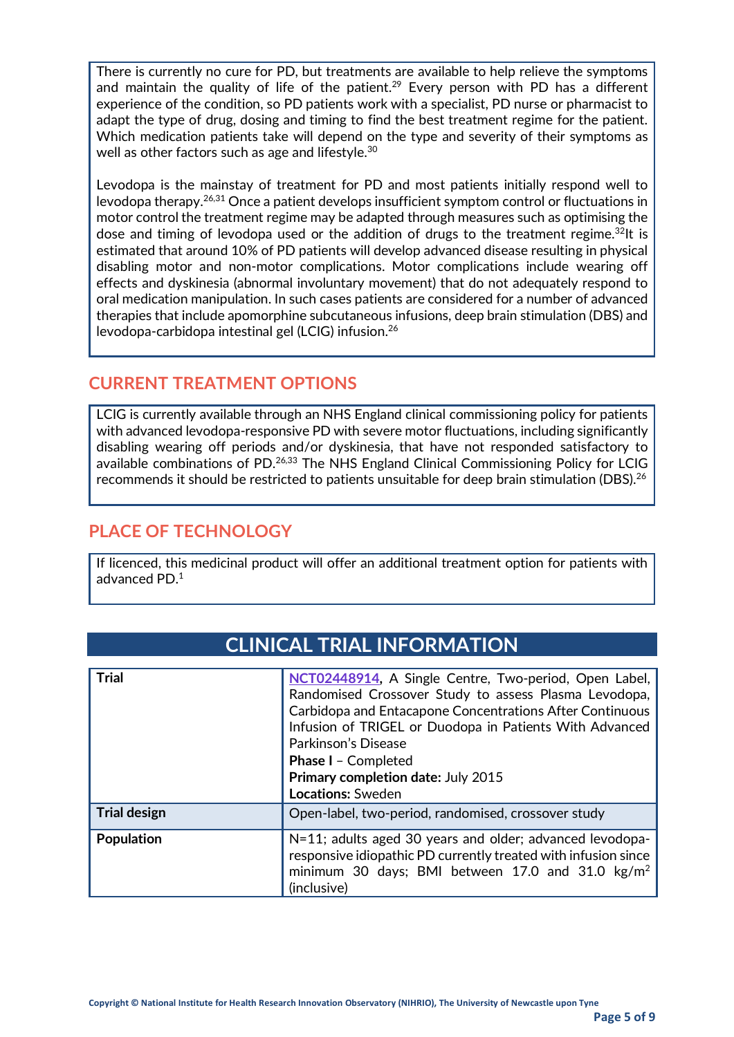There is currently no cure for PD, but treatments are available to help relieve the symptoms and maintain the quality of life of the patient.[29] Every person with PD has a different experience of the condition, so PD patients work with a specialist, PD nurse or pharmacist to adapt the type of drug, dosing and timing to find the best treatment regime for the patient. Which medication patients take will depend on the type and severity of their symptoms as well as other factors such as age and lifestyle.[30]

Levodopa is the mainstay of treatment for PD and most patients initially respond well to levodopa therapy.[26,31] Once a patient develops insufficient symptom control or fluctuations in motor control the treatment regime may be adapted through measures such as optimising the dose and timing of levodopa used or the addition of drugs to the treatment regime.[32]It is estimated that around 10% of PD patients will develop advanced disease resulting in physical disabling motor and non-motor complications. Motor complications include wearing off effects and dyskinesia (abnormal involuntary movement) that do not adequately respond to oral medication manipulation. In such cases patients are considered for a number of advanced therapies that include apomorphine subcutaneous infusions, deep brain stimulation (DBS) and levodopa-carbidopa intestinal gel (LCIG) infusion.[26]

## CURRENT TREATMENT OPTIONS

LCIG is currently available through an NHS England clinical commissioning policy for patients with advanced levodopa-responsive PD with severe motor fluctuations, including significantly disabling wearing off periods and/or dyskinesia, that have not responded satisfactory to available combinations of PD.[26,33] The NHS England Clinical Commissioning Policy for LCIG recommends it should be restricted to patients unsuitable for deep brain stimulation (DBS).[26]

## PLACE OF TECHNOLOGY

If licenced, this medicinal product will offer an additional treatment option for patients with advanced PD.[1]

# CLINICAL TRIAL INFORMATION

| | |
|---|---|
| **Trial** | NCT02448914, A Single Centre, Two-period, Open Label, Randomised Crossover Study to assess Plasma Levodopa, Carbidopa and Entacapone Concentrations After Continuous Infusion of TRIGEL or Duodopa in Patients With Advanced Parkinson's Disease<br>**Phase I** – Completed<br>**Primary completion date:** July 2015<br>**Locations:** Sweden |
| **Trial design** | Open-label, two-period, randomised, crossover study |
| **Population** | N=11; adults aged 30 years and older; advanced levodopa-responsive idiopathic PD currently treated with infusion since minimum 30 days; BMI between 17.0 and 31.0 kg/m$^2$ (inclusive) |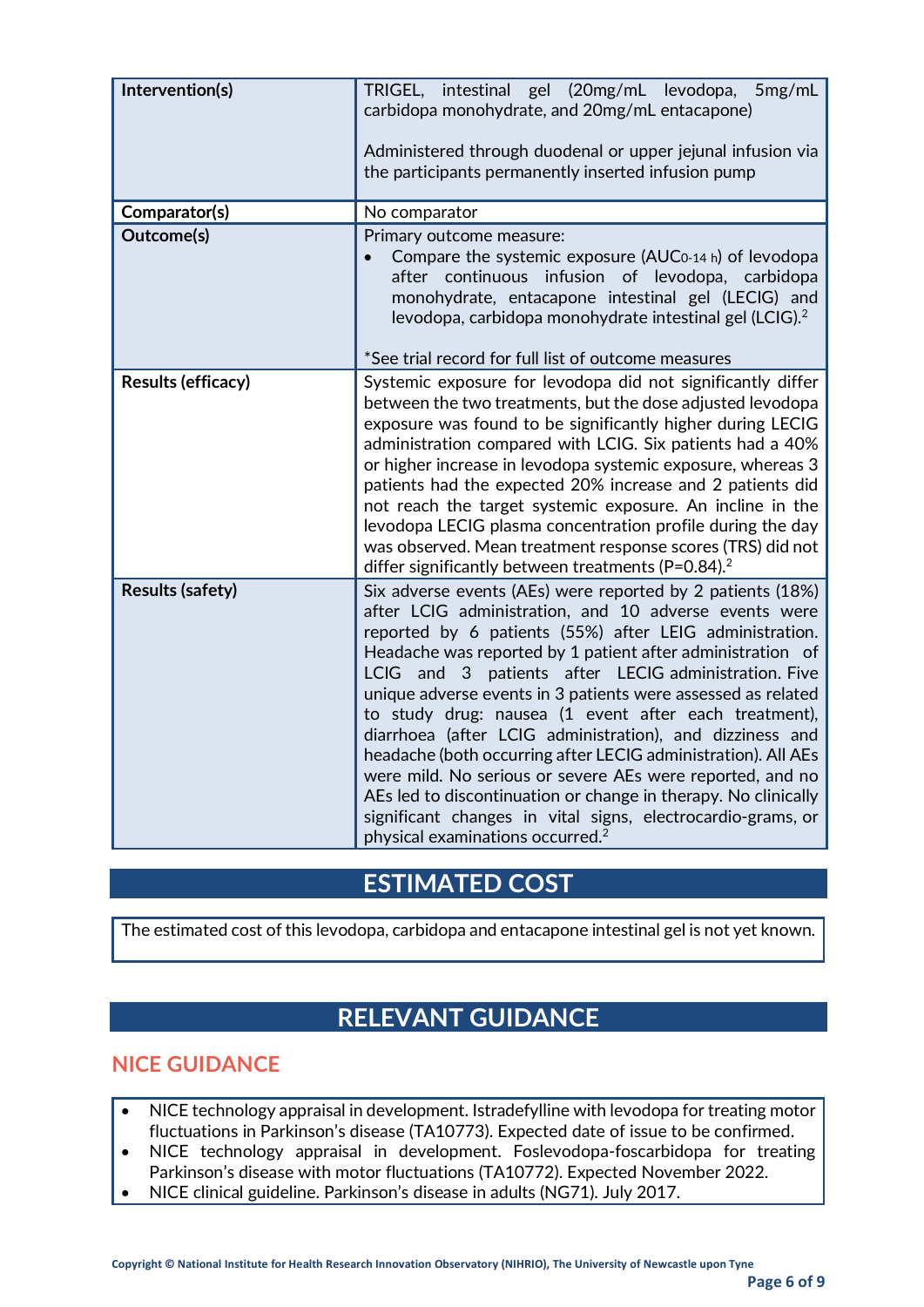| | |
|---|---|
| **Intervention(s)** | TRIGEL, intestinal gel (20mg/mL levodopa, 5mg/mL carbidopa monohydrate, and 20mg/mL entacapone)<br><br>Administered through duodenal or upper jejunal infusion via the participants permanently inserted infusion pump |
| **Comparator(s)** | No comparator |
| **Outcome(s)** | Primary outcome measure:<br>• Compare the systemic exposure ($AUC_{0\text{-}14\ h}$) of levodopa after continuous infusion of levodopa, carbidopa monohydrate, entacapone intestinal gel (LECIG) and levodopa, carbidopa monohydrate intestinal gel (LCIG).[2]<br><br>*See trial record for full list of outcome measures |
| **Results (efficacy)** | Systemic exposure for levodopa did not significantly differ between the two treatments, but the dose adjusted levodopa exposure was found to be significantly higher during LECIG administration compared with LCIG. Six patients had a 40% or higher increase in levodopa systemic exposure, whereas 3 patients had the expected 20% increase and 2 patients did not reach the target systemic exposure. An incline in the levodopa LECIG plasma concentration profile during the day was observed. Mean treatment response scores (TRS) did not differ significantly between treatments (P=0.84).[2] |
| **Results (safety)** | Six adverse events (AEs) were reported by 2 patients (18%) after LCIG administration, and 10 adverse events were reported by 6 patients (55%) after LEIG administration. Headache was reported by 1 patient after administration of LCIG and 3 patients after LECIG administration. Five unique adverse events in 3 patients were assessed as related to study drug: nausea (1 event after each treatment), diarrhoea (after LCIG administration), and dizziness and headache (both occurring after LECIG administration). All AEs were mild. No serious or severe AEs were reported, and no AEs led to discontinuation or change in therapy. No clinically significant changes in vital signs, electrocardio-grams, or physical examinations occurred.[2] |

## ESTIMATED COST

The estimated cost of this levodopa, carbidopa and entacapone intestinal gel is not yet known.

## RELEVANT GUIDANCE

### NICE GUIDANCE

- NICE technology appraisal in development. Istradefylline with levodopa for treating motor fluctuations in Parkinson's disease (TA10773). Expected date of issue to be confirmed.
- NICE technology appraisal in development. Foslevodopa-foscarbidopa for treating Parkinson's disease with motor fluctuations (TA10772). Expected November 2022.
- NICE clinical guideline. Parkinson's disease in adults (NG71). July 2017.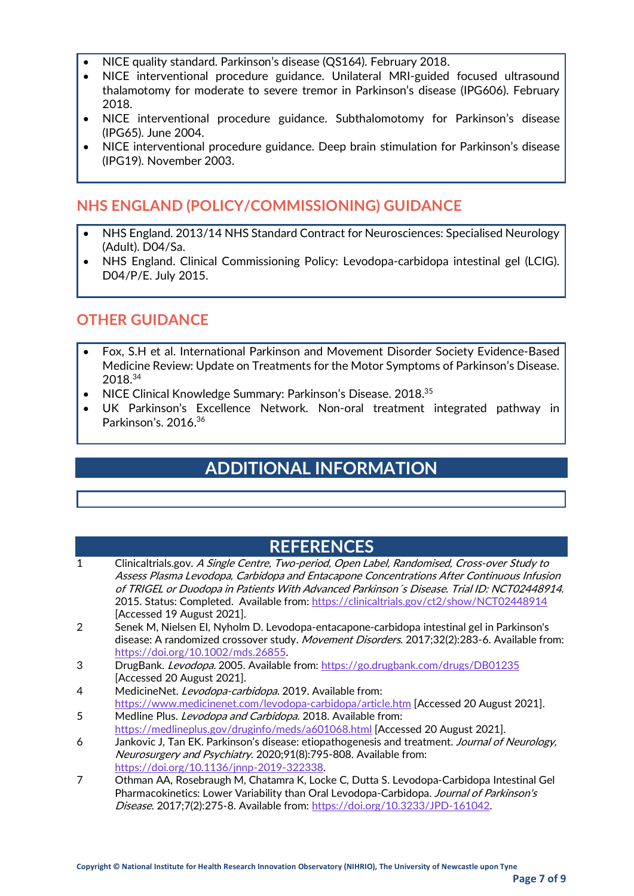- NICE quality standard. Parkinson's disease (QS164). February 2018.
- NICE interventional procedure guidance. Unilateral MRI-guided focused ultrasound thalamotomy for moderate to severe tremor in Parkinson's disease (IPG606). February 2018.
- NICE interventional procedure guidance. Subthalomotomy for Parkinson's disease (IPG65). June 2004.
- NICE interventional procedure guidance. Deep brain stimulation for Parkinson's disease (IPG19). November 2003.

## NHS ENGLAND (POLICY/COMMISSIONING) GUIDANCE

- NHS England. 2013/14 NHS Standard Contract for Neurosciences: Specialised Neurology (Adult). D04/Sa.
- NHS England. Clinical Commissioning Policy: Levodopa-carbidopa intestinal gel (LCIG). D04/P/E. July 2015.

## OTHER GUIDANCE

- Fox, S.H et al. International Parkinson and Movement Disorder Society Evidence-Based Medicine Review: Update on Treatments for the Motor Symptoms of Parkinson's Disease. 2018.[34]
- NICE Clinical Knowledge Summary: Parkinson's Disease. 2018.[35]
- UK Parkinson's Excellence Network. Non-oral treatment integrated pathway in Parkinson's. 2016.[36]

# ADDITIONAL INFORMATION

# REFERENCES

1. Clinicaltrials.gov. *A Single Centre, Two-period, Open Label, Randomised, Cross-over Study to Assess Plasma Levodopa, Carbidopa and Entacapone Concentrations After Continuous Infusion of TRIGEL or Duodopa in Patients With Advanced Parkinson´s Disease. Trial ID: NCT02448914*. 2015. Status: Completed. Available from: https://clinicaltrials.gov/ct2/show/NCT02448914 [Accessed 19 August 2021].
2. Senek M, Nielsen EI, Nyholm D. Levodopa-entacapone-carbidopa intestinal gel in Parkinson's disease: A randomized crossover study. *Movement Disorders*. 2017;32(2):283-6. Available from: https://doi.org/10.1002/mds.26855.
3. DrugBank. *Levodopa*. 2005. Available from: https://go.drugbank.com/drugs/DB01235 [Accessed 20 August 2021].
4. MedicineNet. *Levodopa-carbidopa*. 2019. Available from: https://www.medicinenet.com/levodopa-carbidopa/article.htm [Accessed 20 August 2021].
5. Medline Plus. *Levodopa and Carbidopa*. 2018. Available from: https://medlineplus.gov/druginfo/meds/a601068.html [Accessed 20 August 2021].
6. Jankovic J, Tan EK. Parkinson's disease: etiopathogenesis and treatment. *Journal of Neurology, Neurosurgery and Psychiatry*. 2020;91(8):795-808. Available from: https://doi.org/10.1136/jnnp-2019-322338.
7. Othman AA, Rosebraugh M, Chatamra K, Locke C, Dutta S. Levodopa-Carbidopa Intestinal Gel Pharmacokinetics: Lower Variability than Oral Levodopa-Carbidopa. *Journal of Parkinson's Disease*. 2017;7(2):275-8. Available from: https://doi.org/10.3233/JPD-161042.

Copyright © National Institute for Health Research Innovation Observatory (NIHRIO), The University of Newcastle upon Tyne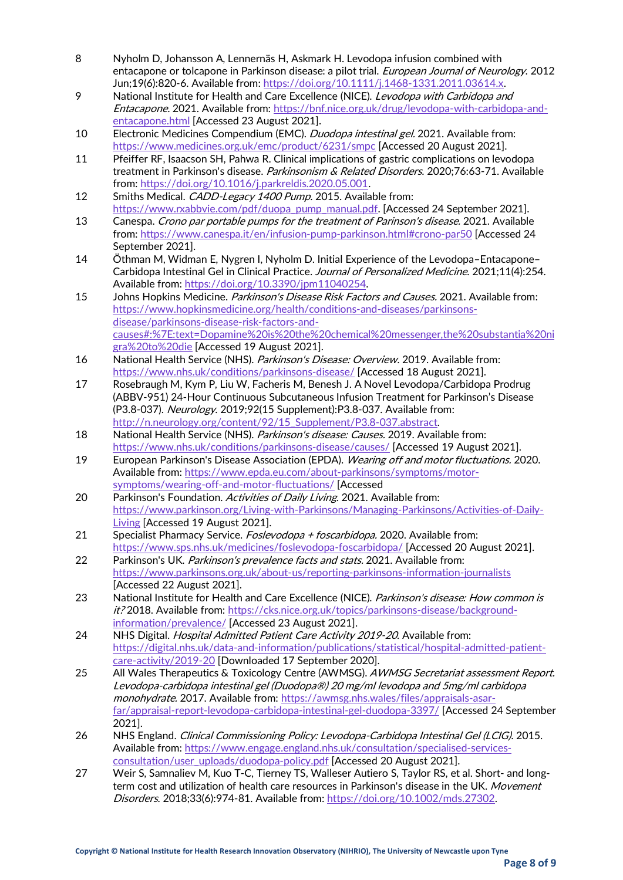8. Nyholm D, Johansson A, Lennernäs H, Askmark H. Levodopa infusion combined with entacapone or tolcapone in Parkinson disease: a pilot trial. *European Journal of Neurology*. 2012 Jun;19(6):820-6. Available from: https://doi.org/10.1111/j.1468-1331.2011.03614.x.
9. National Institute for Health and Care Excellence (NICE). *Levodopa with Carbidopa and Entacapone*. 2021. Available from: https://bnf.nice.org.uk/drug/levodopa-with-carbidopa-and-entacapone.html [Accessed 23 August 2021].
10. Electronic Medicines Compendium (EMC). *Duodopa intestinal gel*. 2021. Available from: https://www.medicines.org.uk/emc/product/6231/smpc [Accessed 20 August 2021].
11. Pfeiffer RF, Isaacson SH, Pahwa R. Clinical implications of gastric complications on levodopa treatment in Parkinson's disease. *Parkinsonism & Related Disorders*. 2020;76:63-71. Available from: https://doi.org/10.1016/j.parkreldis.2020.05.001.
12. Smiths Medical. *CADD-Legacy 1400 Pump*. 2015. Available from: https://www.rxabbvie.com/pdf/duopa_pump_manual.pdf. [Accessed 24 September 2021].
13. Canespa. *Crono par portable pumps for the treatment of Parinson's disease*. 2021. Available from: https://www.canespa.it/en/infusion-pump-parkinson.html#crono-par50 [Accessed 24 September 2021].
14. Öthman M, Widman E, Nygren I, Nyholm D. Initial Experience of the Levodopa–Entacapone–Carbidopa Intestinal Gel in Clinical Practice. *Journal of Personalized Medicine*. 2021;11(4):254. Available from: https://doi.org/10.3390/jpm11040254.
15. Johns Hopkins Medicine. *Parkinson's Disease Risk Factors and Causes*. 2021. Available from: https://www.hopkinsmedicine.org/health/conditions-and-diseases/parkinsons-disease/parkinsons-disease-risk-factors-and-causes#:%7E:text=Dopamine%20is%20the%20chemical%20messenger,the%20substantia%20nigra%20to%20die [Accessed 19 August 2021].
16. National Health Service (NHS). *Parkinson's Disease: Overview*. 2019. Available from: https://www.nhs.uk/conditions/parkinsons-disease/ [Accessed 18 August 2021].
17. Rosebraugh M, Kym P, Liu W, Facheris M, Benesh J. A Novel Levodopa/Carbidopa Prodrug (ABBV-951) 24-Hour Continuous Subcutaneous Infusion Treatment for Parkinson's Disease (P3.8-037). *Neurology*. 2019;92(15 Supplement):P3.8-037. Available from: http://n.neurology.org/content/92/15_Supplement/P3.8-037.abstract.
18. National Health Service (NHS). *Parkinson's disease: Causes*. 2019. Available from: https://www.nhs.uk/conditions/parkinsons-disease/causes/ [Accessed 19 August 2021].
19. European Parkinson's Disease Association (EPDA). *Wearing off and motor fluctuations*. 2020. Available from: https://www.epda.eu.com/about-parkinsons/symptoms/motor-symptoms/wearing-off-and-motor-fluctuations/ [Accessed
20. Parkinson's Foundation. *Activities of Daily Living*. 2021. Available from: https://www.parkinson.org/Living-with-Parkinsons/Managing-Parkinsons/Activities-of-Daily-Living [Accessed 19 August 2021].
21. Specialist Pharmacy Service. *Foslevodopa + foscarbidopa*. 2020. Available from: https://www.sps.nhs.uk/medicines/foslevodopa-foscarbidopa/ [Accessed 20 August 2021].
22. Parkinson's UK. *Parkinson's prevalence facts and stats*. 2021. Available from: https://www.parkinsons.org.uk/about-us/reporting-parkinsons-information-journalists [Accessed 22 August 2021].
23. National Institute for Health and Care Excellence (NICE). *Parkinson's disease: How common is it?* 2018. Available from: https://cks.nice.org.uk/topics/parkinsons-disease/background-information/prevalence/ [Accessed 23 August 2021].
24. NHS Digital. *Hospital Admitted Patient Care Activity 2019-20*. Available from: https://digital.nhs.uk/data-and-information/publications/statistical/hospital-admitted-patient-care-activity/2019-20 [Downloaded 17 September 2020].
25. All Wales Therapeutics & Toxicology Centre (AWMSG). *AWMSG Secretariat assessment Report. Levodopa-carbidopa intestinal gel (Duodopa®) 20 mg/ml levodopa and 5mg/ml carbidopa monohydrate*. 2017. Available from: https://awmsg.nhs.wales/files/appraisals-asar-far/appraisal-report-levodopa-carbidopa-intestinal-gel-duodopa-3397/ [Accessed 24 September 2021].
26. NHS England. *Clinical Commissioning Policy: Levodopa-Carbidopa Intestinal Gel (LCIG)*. 2015. Available from: https://www.engage.england.nhs.uk/consultation/specialised-services-consultation/user_uploads/duodopa-policy.pdf [Accessed 20 August 2021].
27. Weir S, Samnaliev M, Kuo T-C, Tierney TS, Walleser Autiero S, Taylor RS, et al. Short- and long-term cost and utilization of health care resources in Parkinson's disease in the UK. *Movement Disorders*. 2018;33(6):974-81. Available from: https://doi.org/10.1002/mds.27302.

Copyright © National Institute for Health Research Innovation Observatory (NIHRIO), The University of Newcastle upon Tyne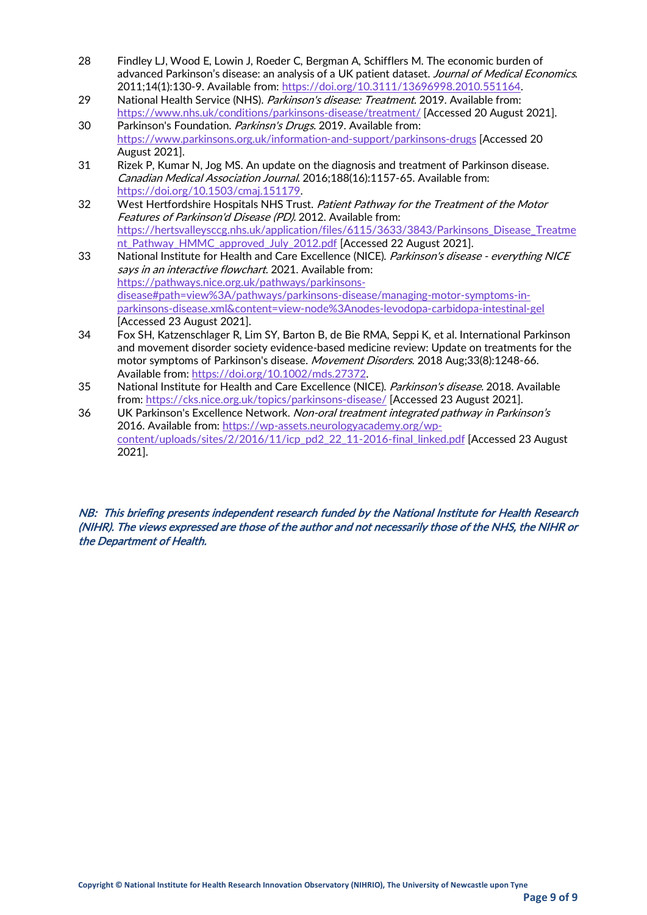28 Findley LJ, Wood E, Lowin J, Roeder C, Bergman A, Schifflers M. The economic burden of advanced Parkinson's disease: an analysis of a UK patient dataset. *Journal of Medical Economics*. 2011;14(1):130-9. Available from: https://doi.org/10.3111/13696998.2010.551164.

29 National Health Service (NHS). *Parkinson's disease: Treatment*. 2019. Available from: https://www.nhs.uk/conditions/parkinsons-disease/treatment/ [Accessed 20 August 2021].

30 Parkinson's Foundation. *Parkinsn's Drugs*. 2019. Available from: https://www.parkinsons.org.uk/information-and-support/parkinsons-drugs [Accessed 20 August 2021].

31 Rizek P, Kumar N, Jog MS. An update on the diagnosis and treatment of Parkinson disease. *Canadian Medical Association Journal*. 2016;188(16):1157-65. Available from: https://doi.org/10.1503/cmaj.151179.

32 West Hertfordshire Hospitals NHS Trust. *Patient Pathway for the Treatment of the Motor Features of Parkinson'd Disease (PD)*. 2012. Available from: https://hertsvalleysccg.nhs.uk/application/files/6115/3633/3843/Parkinsons_Disease_Treatment_Pathway_HMMC_approved_July_2012.pdf [Accessed 22 August 2021].

33 National Institute for Health and Care Excellence (NICE). *Parkinson's disease - everything NICE says in an interactive flowchart*. 2021. Available from: https://pathways.nice.org.uk/pathways/parkinsons-disease#path=view%3A/pathways/parkinsons-disease/managing-motor-symptoms-in-parkinsons-disease.xml&content=view-node%3Anodes-levodopa-carbidopa-intestinal-gel [Accessed 23 August 2021].

34 Fox SH, Katzenschlager R, Lim SY, Barton B, de Bie RMA, Seppi K, et al. International Parkinson and movement disorder society evidence-based medicine review: Update on treatments for the motor symptoms of Parkinson's disease. *Movement Disorders*. 2018 Aug;33(8):1248-66. Available from: https://doi.org/10.1002/mds.27372.

35 National Institute for Health and Care Excellence (NICE). *Parkinson's disease*. 2018. Available from: https://cks.nice.org.uk/topics/parkinsons-disease/ [Accessed 23 August 2021].

36 UK Parkinson's Excellence Network. *Non-oral treatment integrated pathway in Parkinson's* 2016. Available from: https://wp-assets.neurologyacademy.org/wp-content/uploads/sites/2/2016/11/icp_pd2_22_11-2016-final_linked.pdf [Accessed 23 August 2021].

***NB: This briefing presents independent research funded by the National Institute for Health Research (NIHR). The views expressed are those of the author and not necessarily those of the NHS, the NIHR or the Department of Health.***

**Copyright © National Institute for Health Research Innovation Observatory (NIHRIO), The University of Newcastle upon Tyne**